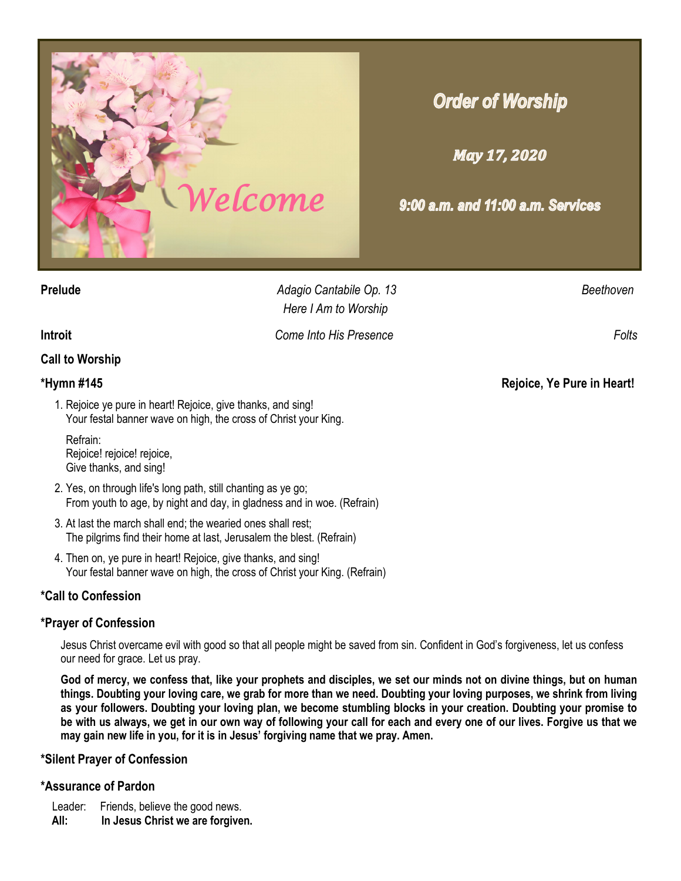Welcome

# Order of Worship

**May 17, 2020**

**9:00 a.m. and 11:00 a.m. Services**

**Prelude** — *Adagio Cantabile Op. 13* — *Beethoven*
*Here I Am to Worship*

**Introit** — *Come Into His Presence* — *Folts*

**Call to Worship**

**\*Hymn #145** — **Rejoice, Ye Pure in Heart!**

1. Rejoice ye pure in heart! Rejoice, give thanks, and sing!
   Your festal banner wave on high, the cross of Christ your King.

   Refrain:
   Rejoice! rejoice! rejoice,
   Give thanks, and sing!

2. Yes, on through life's long path, still chanting as ye go;
   From youth to age, by night and day, in gladness and in woe. (Refrain)
3. At last the march shall end; the wearied ones shall rest;
   The pilgrims find their home at last, Jerusalem the blest. (Refrain)
4. Then on, ye pure in heart! Rejoice, give thanks, and sing!
   Your festal banner wave on high, the cross of Christ your King. (Refrain)

**\*Call to Confession**

**\*Prayer of Confession**

Jesus Christ overcame evil with good so that all people might be saved from sin. Confident in God's forgiveness, let us confess our need for grace. Let us pray.

**God of mercy, we confess that, like your prophets and disciples, we set our minds not on divine things, but on human things. Doubting your loving care, we grab for more than we need. Doubting your loving purposes, we shrink from living as your followers. Doubting your loving plan, we become stumbling blocks in your creation. Doubting your promise to be with us always, we get in our own way of following your call for each and every one of our lives. Forgive us that we may gain new life in you, for it is in Jesus' forgiving name that we pray. Amen.**

**\*Silent Prayer of Confession**

**\*Assurance of Pardon**

Leader: Friends, believe the good news.
**All: In Jesus Christ we are forgiven.**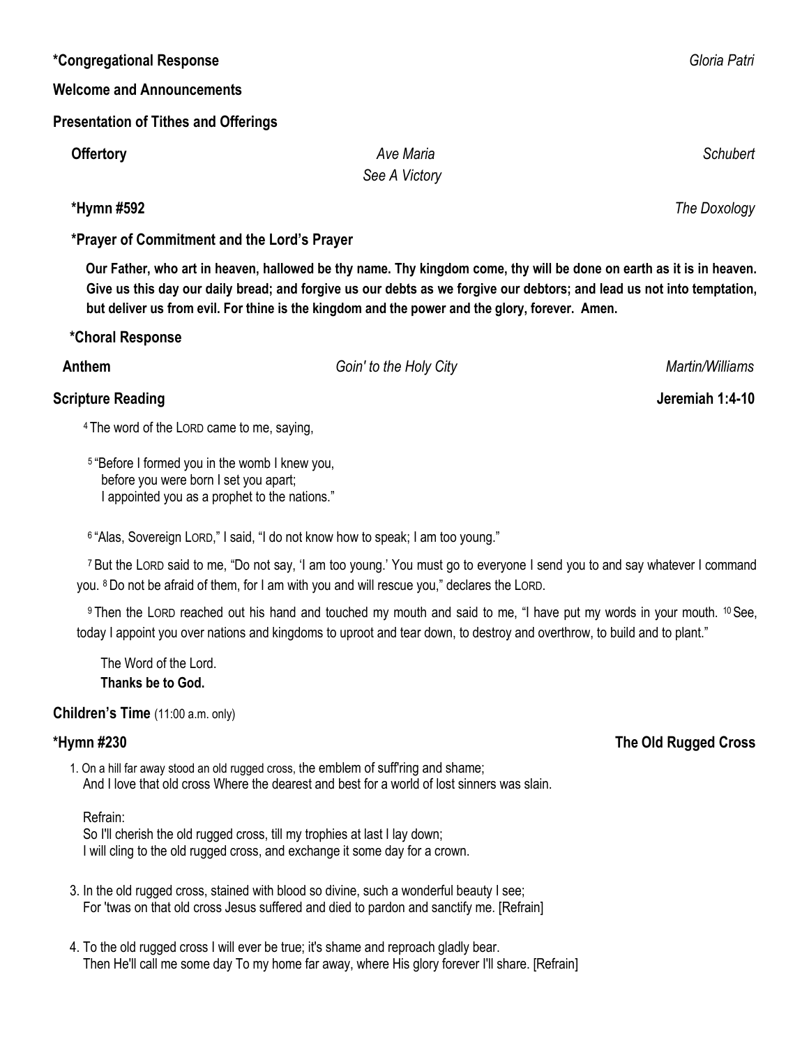**\*Congregational Response** *Gloria Patri*

**Welcome and Announcements**

**Presentation of Tithes and Offerings**

**Offertory** *Ave Maria* *Schubert*
*See A Victory*

**\*Hymn #592** *The Doxology*

**\*Prayer of Commitment and the Lord's Prayer**

**Our Father, who art in heaven, hallowed be thy name. Thy kingdom come, thy will be done on earth as it is in heaven. Give us this day our daily bread; and forgive us our debts as we forgive our debtors; and lead us not into temptation, but deliver us from evil. For thine is the kingdom and the power and the glory, forever. Amen.**

**\*Choral Response**

**Anthem** *Goin' to the Holy City* *Martin/Williams*

**Scripture Reading** **Jeremiah 1:4-10**

[4] The word of the LORD came to me, saying,

[5] "Before I formed you in the womb I knew you,
before you were born I set you apart;
I appointed you as a prophet to the nations."

[6] "Alas, Sovereign LORD," I said, "I do not know how to speak; I am too young."

[7] But the LORD said to me, "Do not say, 'I am too young.' You must go to everyone I send you to and say whatever I command you. [8] Do not be afraid of them, for I am with you and will rescue you," declares the LORD.

[9] Then the LORD reached out his hand and touched my mouth and said to me, "I have put my words in your mouth. [10] See, today I appoint you over nations and kingdoms to uproot and tear down, to destroy and overthrow, to build and to plant."

The Word of the Lord.
**Thanks be to God.**

**Children's Time** (11:00 a.m. only)

**\*Hymn #230** **The Old Rugged Cross**

1. On a hill far away stood an old rugged cross, the emblem of suff'ring and shame;
And I love that old cross Where the dearest and best for a world of lost sinners was slain.

Refrain:
So I'll cherish the old rugged cross, till my trophies at last I lay down;
I will cling to the old rugged cross, and exchange it some day for a crown.

3. In the old rugged cross, stained with blood so divine, such a wonderful beauty I see;
For 'twas on that old cross Jesus suffered and died to pardon and sanctify me. [Refrain]

4. To the old rugged cross I will ever be true; it's shame and reproach gladly bear.
Then He'll call me some day To my home far away, where His glory forever I'll share. [Refrain]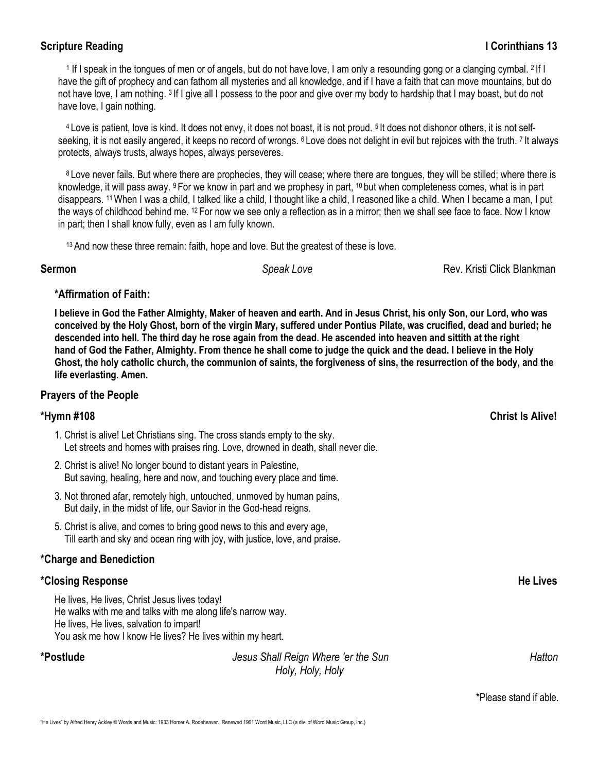**Scripture Reading** **I Corinthians 13**

[1] If I speak in the tongues of men or of angels, but do not have love, I am only a resounding gong or a clanging cymbal. [2] If I have the gift of prophecy and can fathom all mysteries and all knowledge, and if I have a faith that can move mountains, but do not have love, I am nothing. [3] If I give all I possess to the poor and give over my body to hardship that I may boast, but do not have love, I gain nothing.

[4] Love is patient, love is kind. It does not envy, it does not boast, it is not proud. [5] It does not dishonor others, it is not self-seeking, it is not easily angered, it keeps no record of wrongs. [6] Love does not delight in evil but rejoices with the truth. [7] It always protects, always trusts, always hopes, always perseveres.

[8] Love never fails. But where there are prophecies, they will cease; where there are tongues, they will be stilled; where there is knowledge, it will pass away. [9] For we know in part and we prophesy in part, [10] but when completeness comes, what is in part disappears. [11] When I was a child, I talked like a child, I thought like a child, I reasoned like a child. When I became a man, I put the ways of childhood behind me. [12] For now we see only a reflection as in a mirror; then we shall see face to face. Now I know in part; then I shall know fully, even as I am fully known.

[13] And now these three remain: faith, hope and love. But the greatest of these is love.

**Sermon** *Speak Love* Rev. Kristi Click Blankman

**\*Affirmation of Faith:**

**I believe in God the Father Almighty, Maker of heaven and earth. And in Jesus Christ, his only Son, our Lord, who was conceived by the Holy Ghost, born of the virgin Mary, suffered under Pontius Pilate, was crucified, dead and buried; he descended into hell. The third day he rose again from the dead. He ascended into heaven and sittith at the right hand of God the Father, Almighty. From thence he shall come to judge the quick and the dead. I believe in the Holy Ghost, the holy catholic church, the communion of saints, the forgiveness of sins, the resurrection of the body, and the life everlasting. Amen.**

**Prayers of the People**

**\*Hymn #108** **Christ Is Alive!**

1. Christ is alive! Let Christians sing. The cross stands empty to the sky.
   Let streets and homes with praises ring. Love, drowned in death, shall never die.
2. Christ is alive! No longer bound to distant years in Palestine,
   But saving, healing, here and now, and touching every place and time.
3. Not throned afar, remotely high, untouched, unmoved by human pains,
   But daily, in the midst of life, our Savior in the God-head reigns.
5. Christ is alive, and comes to bring good news to this and every age,
   Till earth and sky and ocean ring with joy, with justice, love, and praise.

**\*Charge and Benediction**

**\*Closing Response** **He Lives**

He lives, He lives, Christ Jesus lives today!
He walks with me and talks with me along life's narrow way.
He lives, He lives, salvation to impart!
You ask me how I know He lives? He lives within my heart.

**\*Postlude** *Jesus Shall Reign Where 'er the Sun* *Hatton*
*Holy, Holy, Holy*

\*Please stand if able.

"He Lives" by Alfred Henry Ackley © Words and Music: 1933 Homer A. Rodeheaver.. Renewed 1961 Word Music, LLC (a div. of Word Music Group, Inc.)